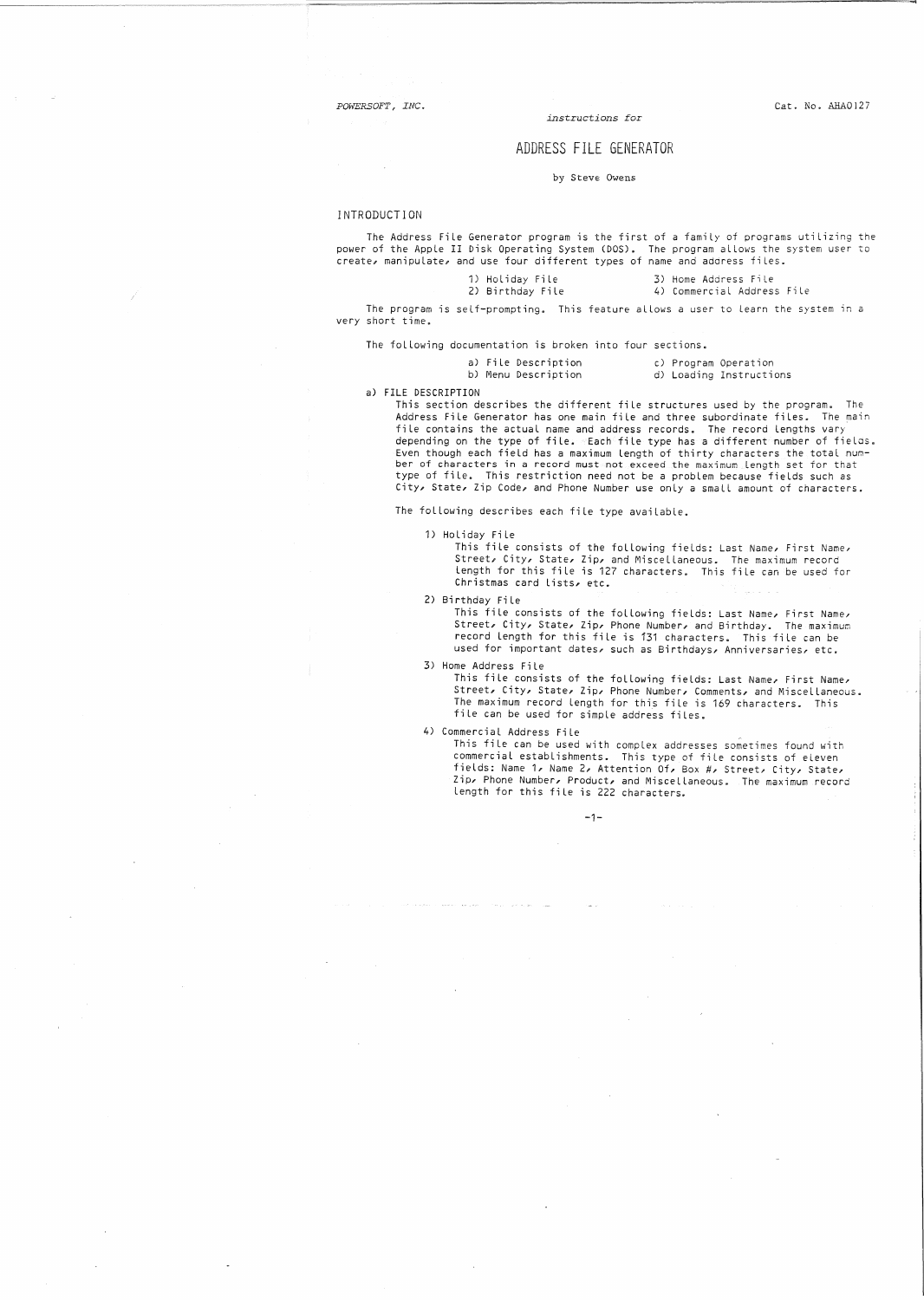POWERSOFT, INC. Cat. No. AHA0127

*instructions for*

# ADDRESS FILE GENERATOR

by Steve Owens

## INTRODUCTION

The Address File Generator program is the first of a family of programs utilizing the power of the Apple II Disk Operating System (DOS). The program allows the system user to create, manipulate, and use four different types of name and address files.

1) Holiday File
2) Birthday File
3) Home Address File
4) Commercial Address File

The program is self-prompting. This feature allows a user to learn the system in a very short time.

The following documentation is broken into four sections.

a) File Description
b) Menu Description
c) Program Operation
d) Loading Instructions

### a) FILE DESCRIPTION

This section describes the different file structures used by the program. The Address File Generator has one main file and three subordinate files. The main file contains the actual name and address records. The record lengths vary depending on the type of file. Each file type has a different number of fields. Even though each field has a maximum length of thirty characters the total number of characters in a record must not exceed the maximum length set for that type of file. This restriction need not be a problem because fields such as City, State, Zip Code, and Phone Number use only a small amount of characters.

The following describes each file type available.

1) Holiday File
   This file consists of the following fields: Last Name, First Name, Street, City, State, Zip, and Miscellaneous. The maximum record length for this file is 127 characters. This file can be used for Christmas card lists, etc.

2) Birthday File
   This file consists of the following fields: Last Name, First Name, Street, City, State, Zip, Phone Number, and Birthday. The maximum record length for this file is 131 characters. This file can be used for important dates, such as Birthdays, Anniversaries, etc.

3) Home Address File
   This file consists of the following fields: Last Name, First Name, Street, City, State, Zip, Phone Number, Comments, and Miscellaneous. The maximum record length for this file is 169 characters. This file can be used for simple address files.

4) Commercial Address File
   This file can be used with complex addresses sometimes found with commercial establishments. This type of file consists of eleven fields: Name 1, Name 2, Attention Of, Box #, Street, City, State, Zip, Phone Number, Product, and Miscellaneous. The maximum record length for this file is 222 characters.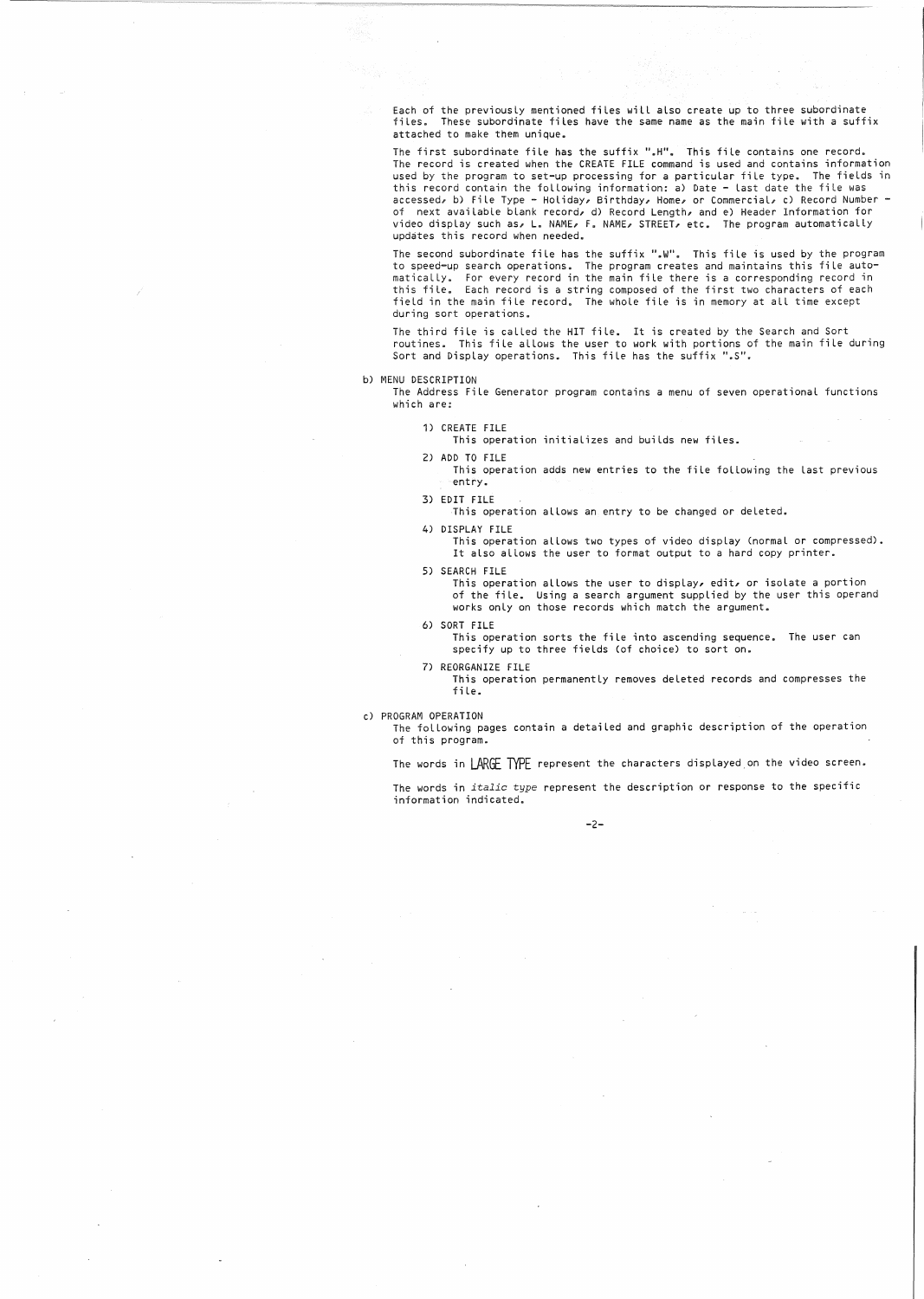Each of the previously mentioned files will also create up to three subordinate files. These subordinate files have the same name as the main file with a suffix attached to make them unique.

The first subordinate file has the suffix ".H". This file contains one record. The record is created when the CREATE FILE command is used and contains information used by the program to set-up processing for a particular file type. The fields in this record contain the following information: a) Date - last date the file was accessed, b) File Type - Holiday, Birthday, Home, or Commercial, c) Record Number - of next available blank record, d) Record Length, and e) Header Information for video display such as, L. NAME, F. NAME, STREET, etc. The program automatically updates this record when needed.

The second subordinate file has the suffix ".W". This file is used by the program to speed-up search operations. The program creates and maintains this file automatically. For every record in the main file there is a corresponding record in this file. Each record is a string composed of the first two characters of each field in the main file record. The whole file is in memory at all time except during sort operations.

The third file is called the HIT file. It is created by the Search and Sort routines. This file allows the user to work with portions of the main file during Sort and Display operations. This file has the suffix ".S".

b) MENU DESCRIPTION

The Address File Generator program contains a menu of seven operational functions which are:

1) CREATE FILE
   This operation initializes and builds new files.

2) ADD TO FILE
   This operation adds new entries to the file following the last previous entry.

3) EDIT FILE
   This operation allows an entry to be changed or deleted.

4) DISPLAY FILE
   This operation allows two types of video display (normal or compressed). It also allows the user to format output to a hard copy printer.

5) SEARCH FILE
   This operation allows the user to display, edit, or isolate a portion of the file. Using a search argument supplied by the user this operand works only on those records which match the argument.

6) SORT FILE
   This operation sorts the file into ascending sequence. The user can specify up to three fields (of choice) to sort on.

7) REORGANIZE FILE
   This operation permanently removes deleted records and compresses the file.

c) PROGRAM OPERATION

The following pages contain a detailed and graphic description of the operation of this program.

The words in LARGE TYPE represent the characters displayed on the video screen.

The words in *italic type* represent the description or response to the specific information indicated.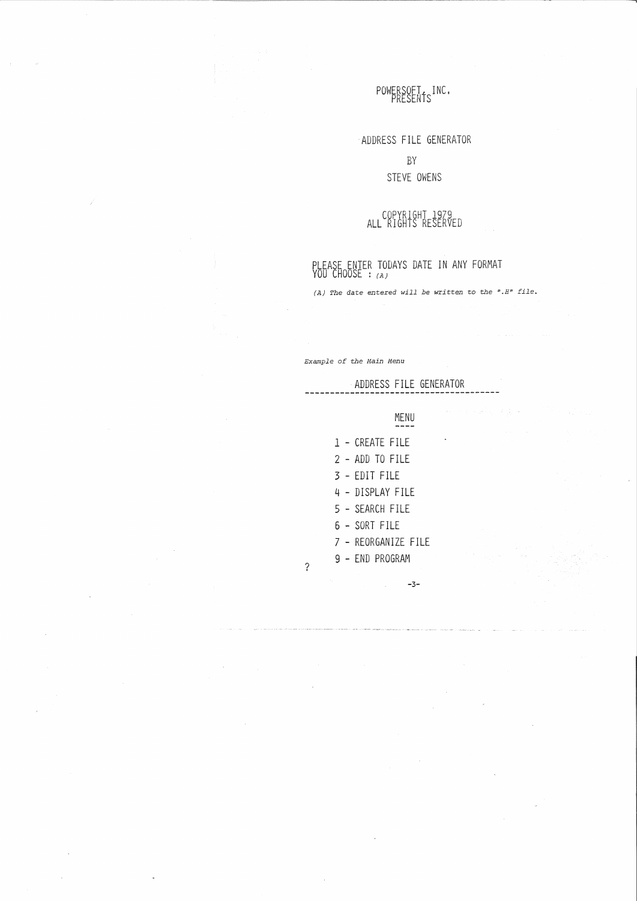POWERSOFT, INC.
PRESENTS

ADDRESS FILE GENERATOR

BY

STEVE OWENS

COPYRIGHT 1979
ALL RIGHTS RESERVED

PLEASE ENTER TODAYS DATE IN ANY FORMAT
YOU CHOOSE : *(A)*

*(A) The date entered will be written to the ".H" file.*

*Example of the Main Menu*

```
            ADDRESS FILE GENERATOR
----------------------------------------

                    MENU
                    ----

       1 - CREATE FILE
       2 - ADD TO FILE
       3 - EDIT FILE
       4 - DISPLAY FILE
       5 - SEARCH FILE
       6 - SORT FILE
       7 - REORGANIZE FILE
       9 - END PROGRAM
?
```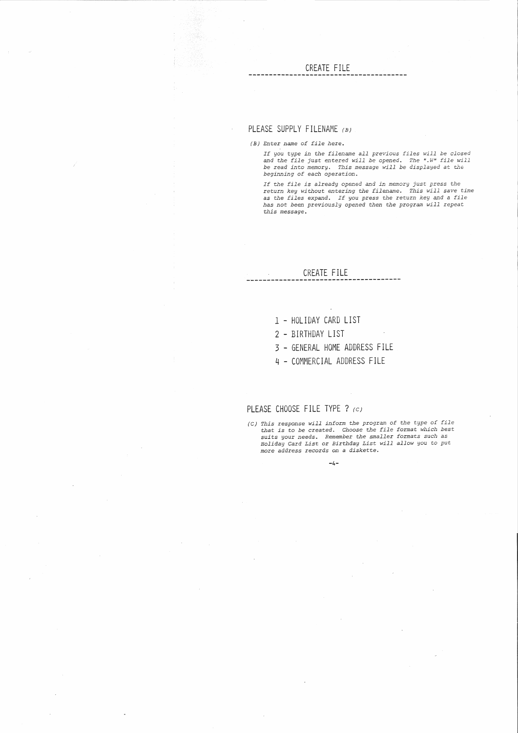## CREATE FILE

---

PLEASE SUPPLY FILENAME *(B)*

*(B) Enter name of file here.*

*If you type in the filename all previous files will be closed and the file just entered will be opened. The ".W" file will be read into memory. This message will be displayed at the beginning of each operation.*

*If the file is already opened and in memory just press the return key without entering the filename. This will save time as the files expand. If you press the return key and a file has not been previously opened then the program will repeat this message.*

## CREATE FILE

---

1 - HOLIDAY CARD LIST

2 - BIRTHDAY LIST

3 - GENERAL HOME ADDRESS FILE

4 - COMMERCIAL ADDRESS FILE

PLEASE CHOOSE FILE TYPE ? *(C)*

*(C) This response will inform the program of the type of file that is to be created. Choose the file format which best suits your needs. Remember the smaller formats such as Holiday Card List or Birthday List will allow you to put more address records on a diskette.*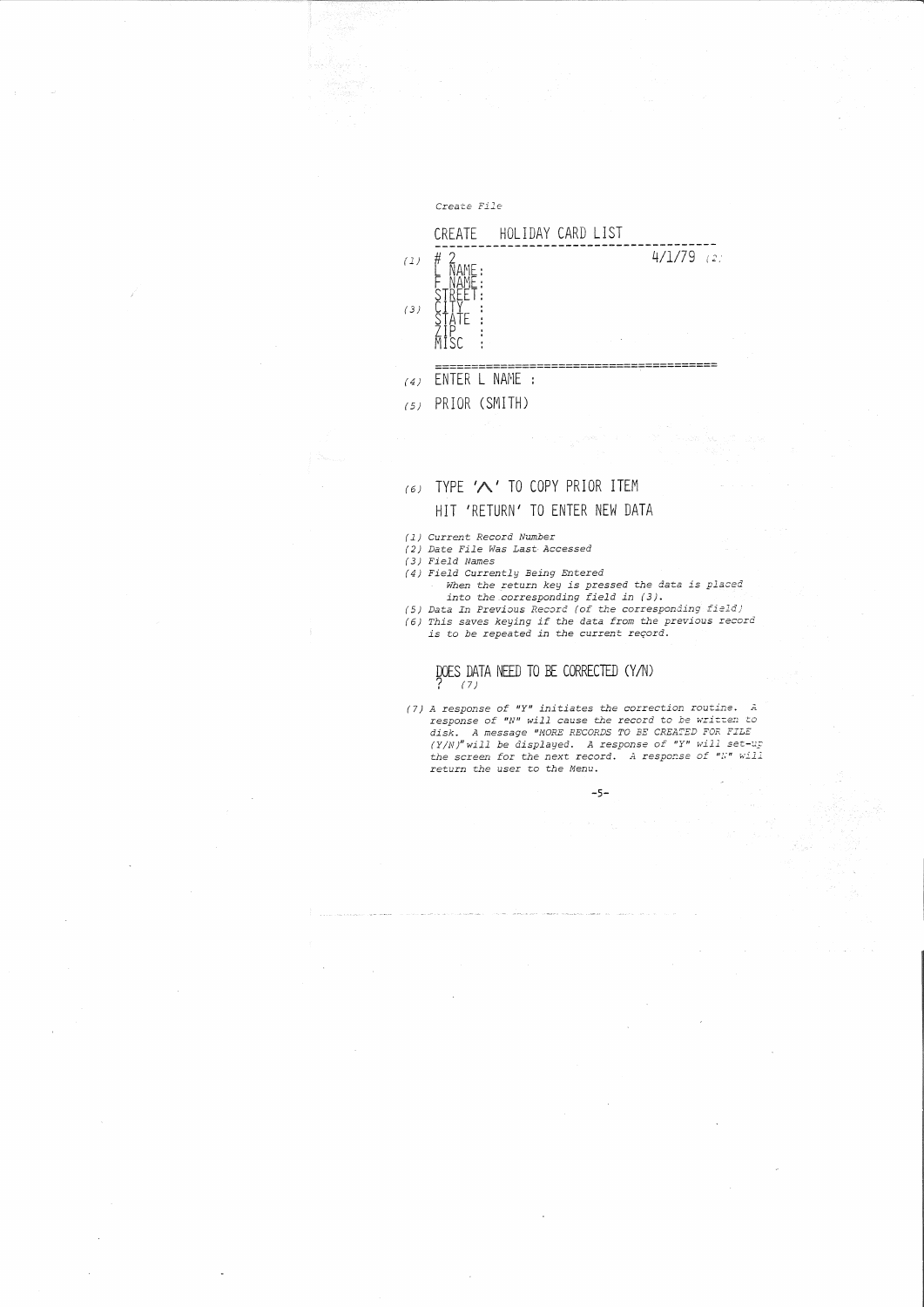*Create File*

```
      CREATE   HOLIDAY CARD LIST
      -----------------------------------------
(1)   # 2                              4/1/79 (2)
      L NAME:
      F NAME:
      STREET:
(3)   CITY  :
      STATE :
      ZIP   :
      MISC  :
      =========================================
(4)   ENTER L NAME :

(5)   PRIOR (SMITH)



(6)   TYPE '^' TO COPY PRIOR ITEM
      HIT 'RETURN' TO ENTER NEW DATA
```

*(1) Current Record Number*
*(2) Date File Was Last Accessed*
*(3) Field Names*
*(4) Field Currently Being Entered*
*When the return key is pressed the data is placed into the corresponding field in (3).*
*(5) Data In Previous Record (of the corresponding field)*
*(6) This saves keying if the data from the previous record is to be repeated in the current record.*

```
DOES DATA NEED TO BE CORRECTED (Y/N)
? (7)
```

*(7) A response of "Y" initiates the correction routine. A response of "N" will cause the record to be written to disk. A message "MORE RECORDS TO BE CREATED FOR FILE (Y/N)" will be displayed. A response of "Y" will set-up the screen for the next record. A response of "N" will return the user to the Menu.*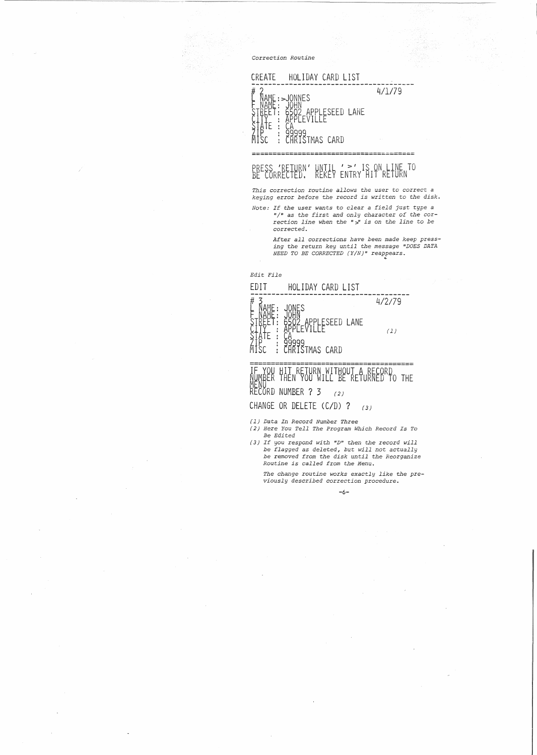*Correction Routine*

```
CREATE    HOLIDAY CARD LIST
---------------------------------------
# 2                              4/1/79
L NAME:>JONNES
F NAME: JOHN
STREET: 6502 APPLESEED LANE
CITY  : APPLEVILLE
STATE : CA
ZIP   : 99999
MISC  : CHRISTMAS CARD

=======================================

PRESS 'RETURN' UNTIL ' >' IS ON LINE TO
BE CORRECTED. REKEY ENTRY HIT RETURN
```

*This correction routine allows the user to correct a keying error before the record is written to the disk.*

*Note: If the user wants to clear a field just type a "/" as the first and only character of the correction line when the ">" is on the line to be corrected.*

*After all corrections have been made keep pressing the return key until the message "DOES DATA NEED TO BE CORRECTED (Y/N)" reappears.*

*Edit File*

```
EDIT      HOLIDAY CARD LIST
---------------------------------------
# 3                              4/2/79
L NAME: JONES
F NAME: JOHN
STREET: 6502 APPLESEED LANE
CITY  : APPLEVILLE                  (1)
STATE : CA
ZIP   : 99999
MISC  : CHRISTMAS CARD

=======================================
IF YOU HIT RETURN WITHOUT A RECORD
NUMBER THEN YOU WILL BE RETURNED TO THE
MENU
RECORD NUMBER ? 3   (2)

CHANGE OR DELETE (C/D) ?   (3)
```

*(1) Data In Record Number Three*

*(2) Here You Tell The Program Which Record Is To Be Edited*

*(3) If you respond with "D" then the record will be flagged as deleted, but will not actually be removed from the disk until the Reorganize Routine is called from the Menu.*

*The change routine works exactly like the previously described correction procedure.*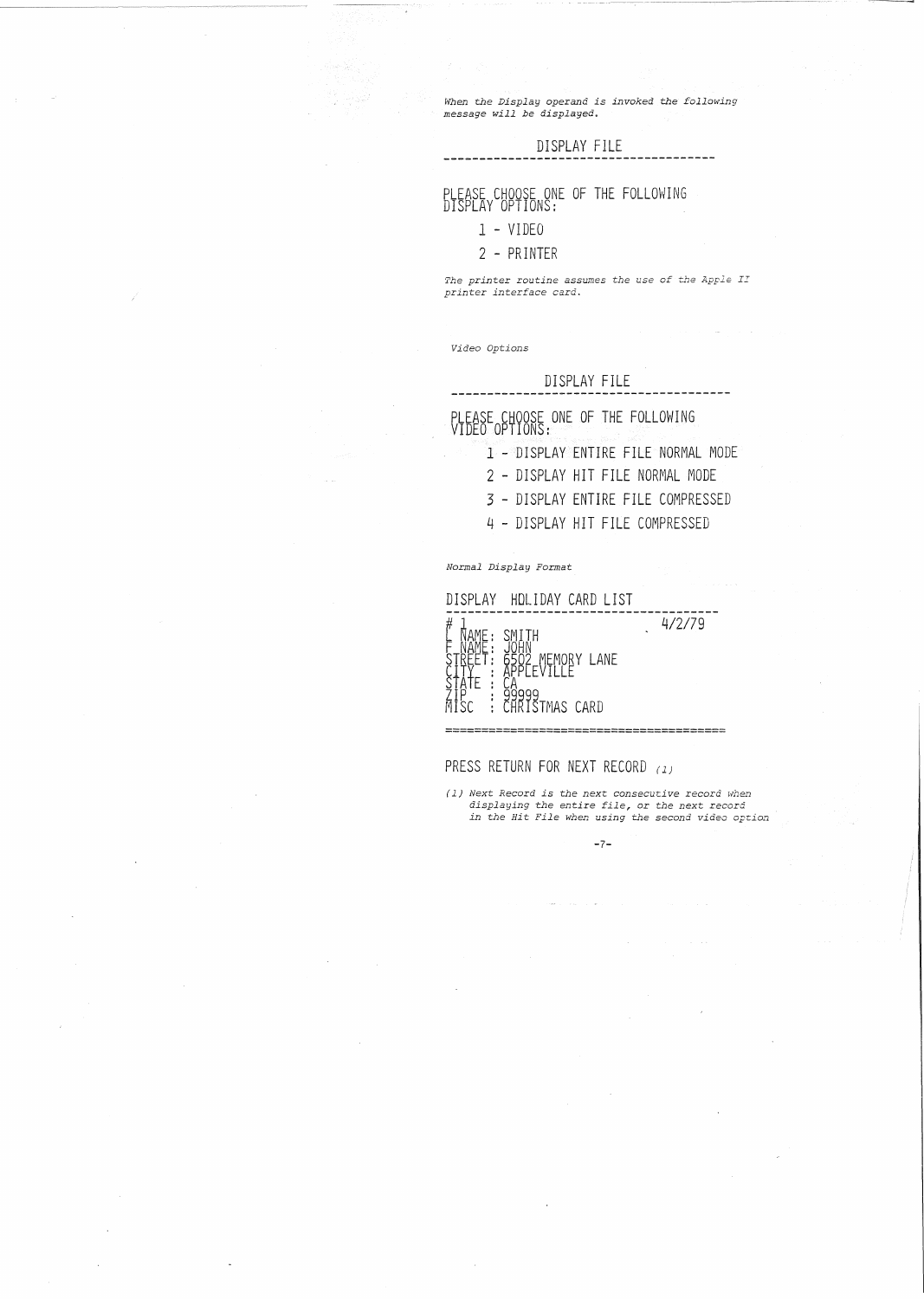*When the Display operand is invoked the following message will be displayed.*

```
              DISPLAY FILE
----------------------------------------

PLEASE CHOOSE ONE OF THE FOLLOWING
DISPLAY OPTIONS:

     1 - VIDEO

     2 - PRINTER
```

*The printer routine assumes the use of the Apple II printer interface card.*

*Video Options*

```
              DISPLAY FILE
----------------------------------------

PLEASE CHOOSE ONE OF THE FOLLOWING
VIDEO OPTIONS:

     1 - DISPLAY ENTIRE FILE NORMAL MODE

     2 - DISPLAY HIT FILE NORMAL MODE

     3 - DISPLAY ENTIRE FILE COMPRESSED

     4 - DISPLAY HIT FILE COMPRESSED
```

*Normal Display Format*

```
DISPLAY  HOLIDAY CARD LIST
----------------------------------------
# 1                                4/2/79
L NAME: SMITH
F NAME: JOHN
STREET: 6502 MEMORY LANE
CITY  : APPLEVILLE
STATE : CA
ZIP   : 99999
MISC  : CHRISTMAS CARD
========================================

PRESS RETURN FOR NEXT RECORD (1)
```

*(1) Next Record is the next consecutive record when displaying the entire file, or the next record in the Hit File when using the second video option*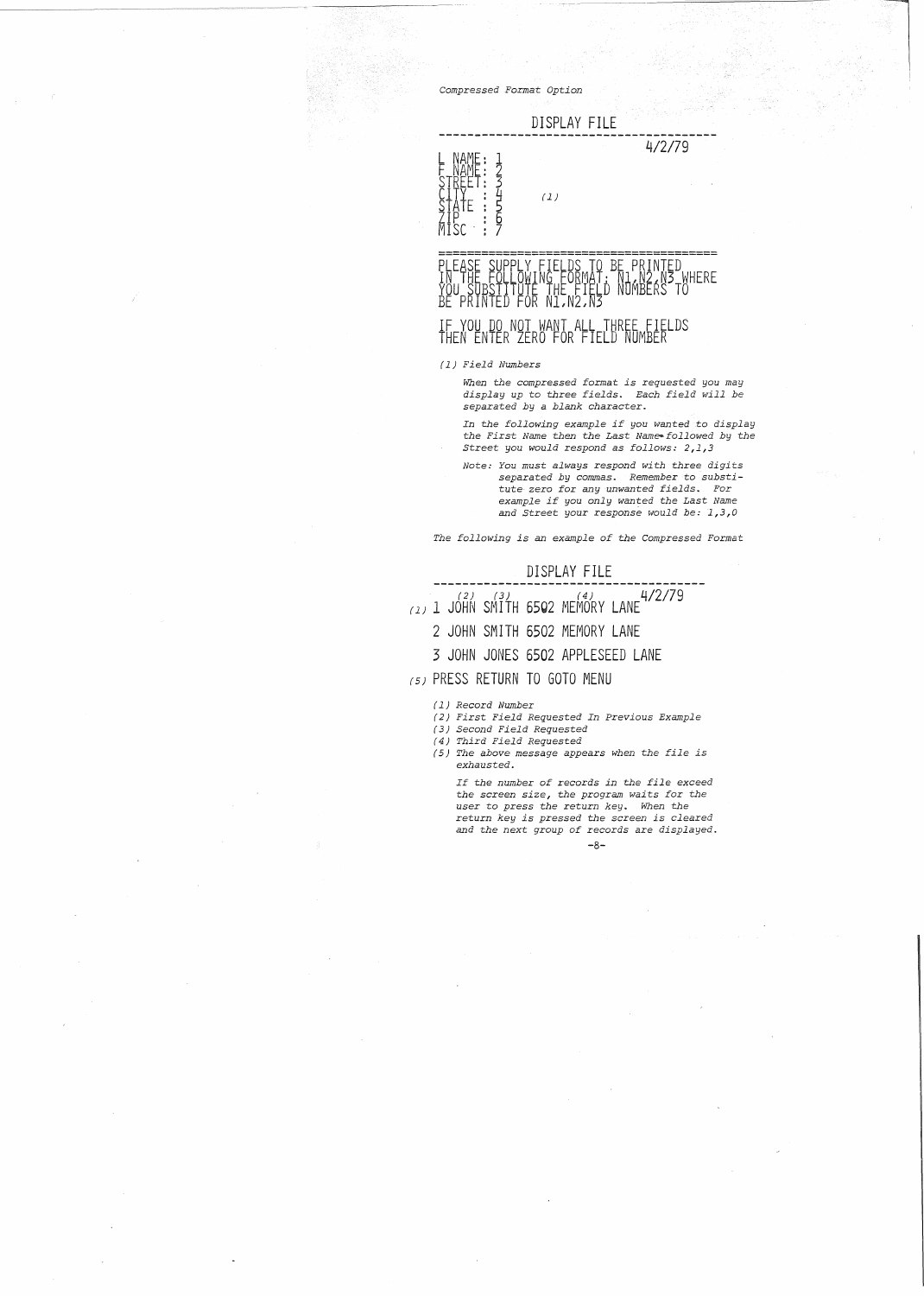*Compressed Format Option*

```
DISPLAY FILE
----------------------------------------
                                  4/2/79
L NAME: 1
F NAME: 2
STREET: 3
CITY  : 4        (1)
STATE : 5
ZIP   : 6
MISC  : 7

========================================
PLEASE SUPPLY FIELDS TO BE PRINTED
IN THE FOLLOWING FORMAT: N1,N2,N3 WHERE
YOU SUBSTITUTE THE FIELD NUMBERS TO
BE PRINTED FOR N1,N2,N3

IF YOU DO NOT WANT ALL THREE FIELDS
THEN ENTER ZERO FOR FIELD NUMBER
```

*(1) Field Numbers*

*When the compressed format is requested you may display up to three fields. Each field will be separated by a blank character.*

*In the following example if you wanted to display the First Name then the Last Name followed by the Street you would respond as follows: 2,1,3*

*Note: You must always respond with three digits separated by commas. Remember to substitute zero for any unwanted fields. For example if you only wanted the Last Name and Street your response would be: 1,3,0*

*The following is an example of the Compressed Format*

```
          DISPLAY FILE
----------------------------------------
       (2)  (3)         (4)
(1) 1 JOHN SMITH 6502 MEMORY LANE  4/2/79

    2 JOHN SMITH 6502 MEMORY LANE

    3 JOHN JONES 6502 APPLESEED LANE

(5) PRESS RETURN TO GOTO MENU
```

*(1) Record Number*
*(2) First Field Requested In Previous Example*
*(3) Second Field Requested*
*(4) Third Field Requested*
*(5) The above message appears when the file is exhausted.*

*If the number of records in the file exceed the screen size, the program waits for the user to press the return key. When the return key is pressed the screen is cleared and the next group of records are displayed.*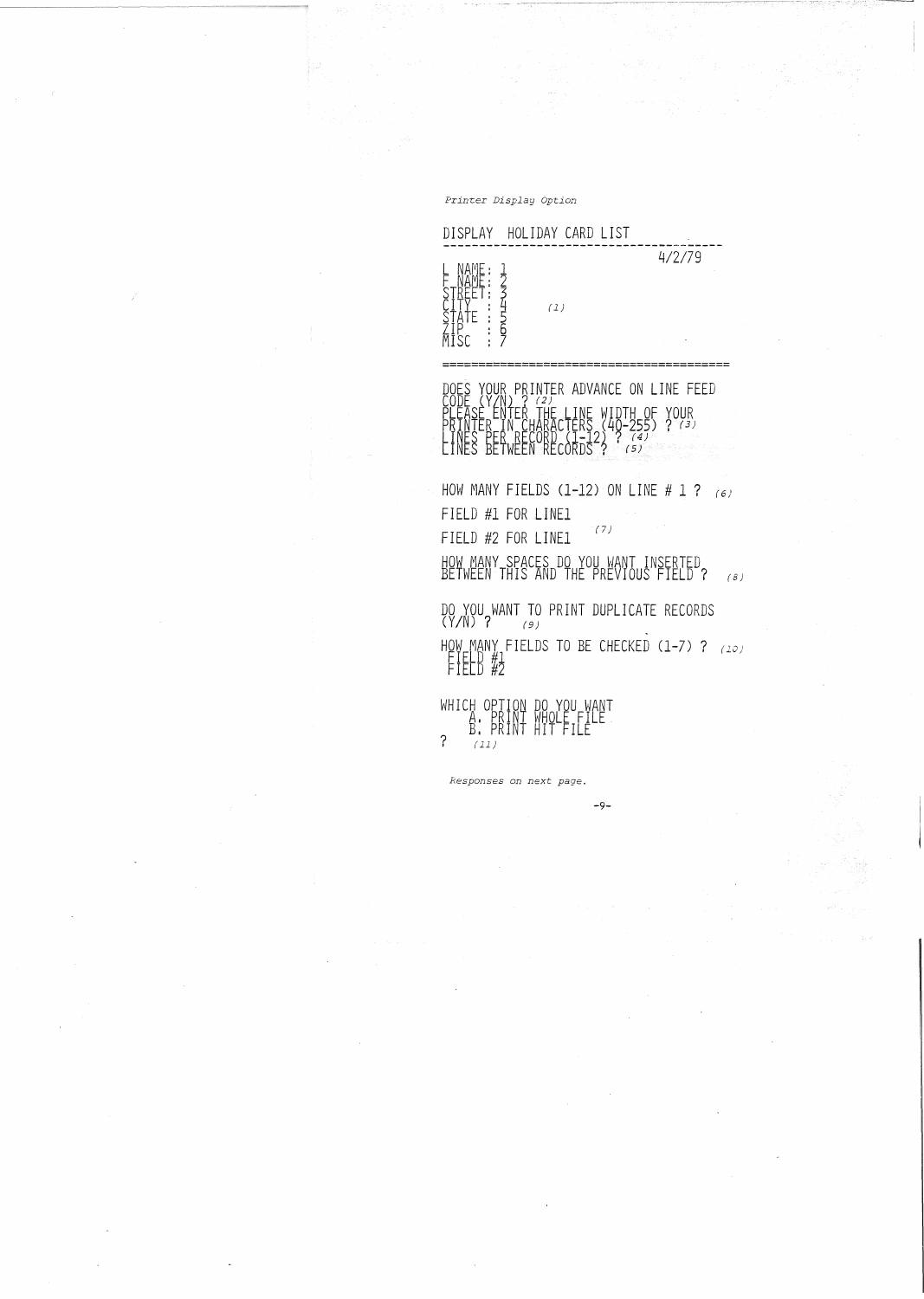*Printer Display Option*

```
DISPLAY  HOLIDAY CARD LIST
----------------------------------------
                                  4/2/79
L NAME: 1
F NAME: 2
STREET: 3
CITY  : 4          (1)
STATE : 5
ZIP   : 6
MISC  : 7
========================================

DOES YOUR PRINTER ADVANCE ON LINE FEED
CODE (Y/N) ? (2)
PLEASE ENTER THE LINE WIDTH OF YOUR
PRINTER IN CHARACTERS (40-255) ? (3)
LINES PER RECORD (1-12) ? (4)
LINES BETWEEN RECORDS ?  (5)

HOW MANY FIELDS (1-12) ON LINE # 1 ?  (6)
FIELD #1 FOR LINE1
                         (7)
FIELD #2 FOR LINE1

HOW MANY SPACES DO YOU WANT INSERTED
BETWEEN THIS AND THE PREVIOUS FIELD ?  (8)

DO YOU WANT TO PRINT DUPLICATE RECORDS
(Y/N) ?   (9)

HOW MANY FIELDS TO BE CHECKED (1-7) ? (10)
 FIELD #1
 FIELD #2

WHICH OPTION DO YOU WANT
    A. PRINT WHOLE FILE
    B. PRINT HIT FILE
?  (11)
```

*Responses on next page.*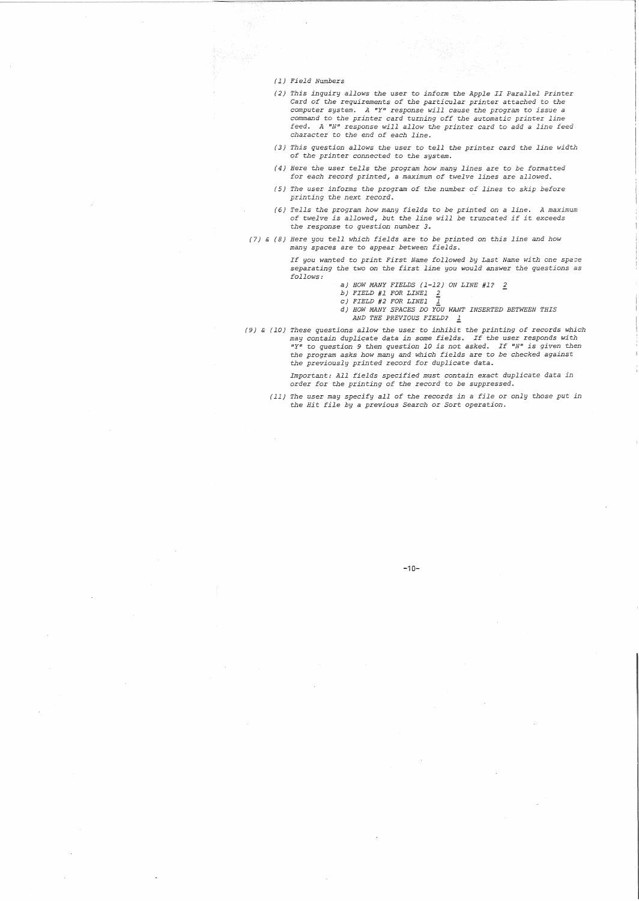*(1) Field Numbers*

*(2) This inquiry allows the user to inform the Apple II Parallel Printer Card of the requirements of the particular printer attached to the computer system. A "Y" response will cause the program to issue a command to the printer card turning off the automatic printer line feed. A "N" response will allow the printer card to add a line feed character to the end of each line.*

*(3) This question allows the user to tell the printer card the line width of the printer connected to the system.*

*(4) Here the user tells the program how many lines are to be formatted for each record printed, a maximum of twelve lines are allowed.*

*(5) The user informs the program of the number of lines to skip before printing the next record.*

*(6) Tells the program how many fields to be printed on a line. A maximum of twelve is allowed, but the line will be truncated if it exceeds the response to question number 3.*

*(7) & (8) Here you tell which fields are to be printed on this line and how many spaces are to appear between fields.*

*If you wanted to print First Name followed by Last Name with one space separating the two on the first line you would answer the questions as follows:*

- *a) HOW MANY FIELDS (1-12) ON LINE #1? 2*
- *b) FIELD #1 FOR LINE1 2*
- *c) FIELD #2 FOR LINE1 1*
- *d) HOW MANY SPACES DO YOU WANT INSERTED BETWEEN THIS AND THE PREVIOUS FIELD? 1*

*(9) & (10) These questions allow the user to inhibit the printing of records which may contain duplicate data in some fields. If the user responds with "Y" to question 9 then question 10 is not asked. If "N" is given then the program asks how many and which fields are to be checked against the previously printed record for duplicate data.*

*Important: All fields specified must contain exact duplicate data in order for the printing of the record to be suppressed.*

*(11) The user may specify all of the records in a file or only those put in the Hit file by a previous Search or Sort operation.*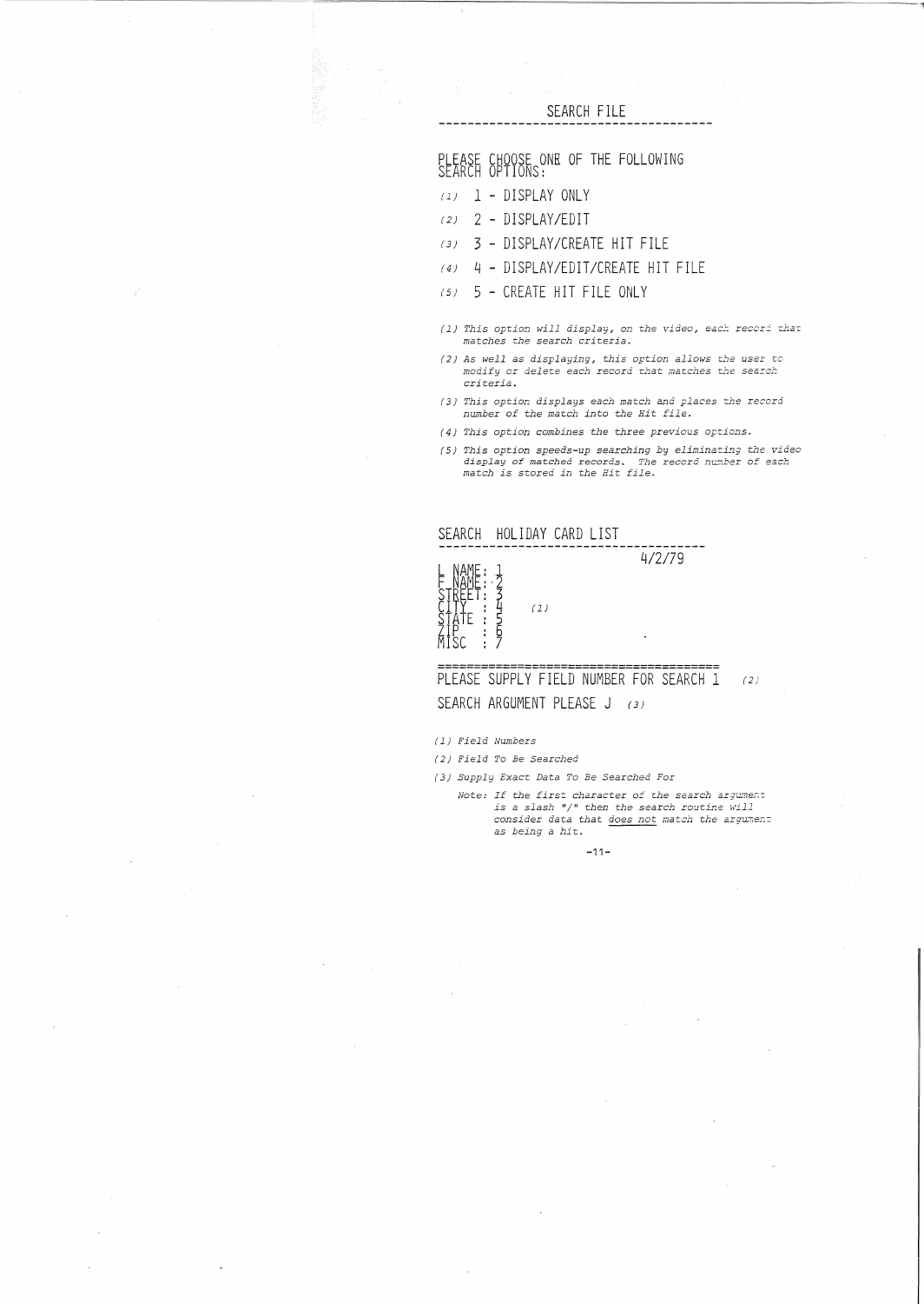## SEARCH FILE

---

PLEASE CHOOSE ONE OF THE FOLLOWING SEARCH OPTIONS:

*(1)* 1 - DISPLAY ONLY

*(2)* 2 - DISPLAY/EDIT

*(3)* 3 - DISPLAY/CREATE HIT FILE

*(4)* 4 - DISPLAY/EDIT/CREATE HIT FILE

*(5)* 5 - CREATE HIT FILE ONLY

*(1) This option will display, on the video, each record that matches the search criteria.*

*(2) As well as displaying, this option allows the user to modify or delete each record that matches the search criteria.*

*(3) This option displays each match and places the record number of the match into the Hit file.*

*(4) This option combines the three previous options.*

*(5) This option speeds-up searching by eliminating the video display of matched records. The record number of each match is stored in the Hit file.*

## SEARCH HOLIDAY CARD LIST

---

4/2/79

```
L NAME: 1
F NAME: 2
STREET: 3
CITY  : 4        (1)
STATE : 5
ZIP   : 6
MISC  : 7
```

=======================================

PLEASE SUPPLY FIELD NUMBER FOR SEARCH 1 *(2)*

SEARCH ARGUMENT PLEASE J *(3)*

*(1) Field Numbers*

*(2) Field To Be Searched*

*(3) Supply Exact Data To Be Searched For*

*Note: If the first character of the search argument is a slash "/" then the search routine will consider data that <u>does not</u> match the argument as being a hit.*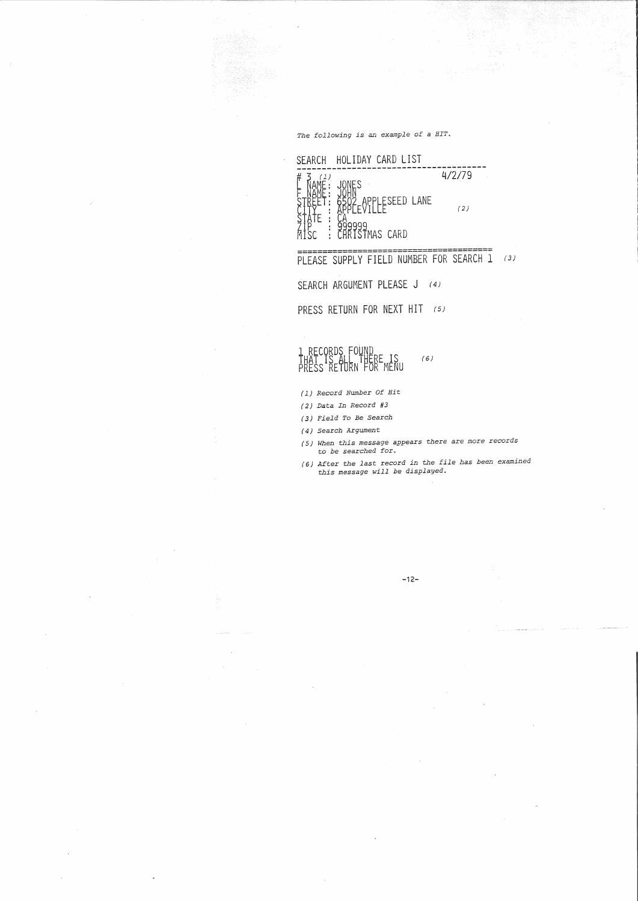*The following is an example of a HIT.*

```
SEARCH  HOLIDAY CARD LIST
-----------------------------------------
# 3  (1)                            4/2/79
L NAME: JONES
F NAME: JOHN
STREET: 6502 APPLESEED LANE
CITY  : APPLEVILLE                    (2)
STATE : CA
ZIP   : 999999
MISC  : CHRISTMAS CARD

=========================================
PLEASE SUPPLY FIELD NUMBER FOR SEARCH 1  (3)

SEARCH ARGUMENT PLEASE J  (4)

PRESS RETURN FOR NEXT HIT  (5)


1 RECORDS FOUND
THAT IS ALL THERE IS      (6)
PRESS RETURN FOR MENU
```

*(1) Record Number Of Hit*

*(2) Data In Record #3*

*(3) Field To Be Search*

*(4) Search Argument*

*(5) When this message appears there are more records to be searched for.*

*(6) After the last record in the file has been examined this message will be displayed.*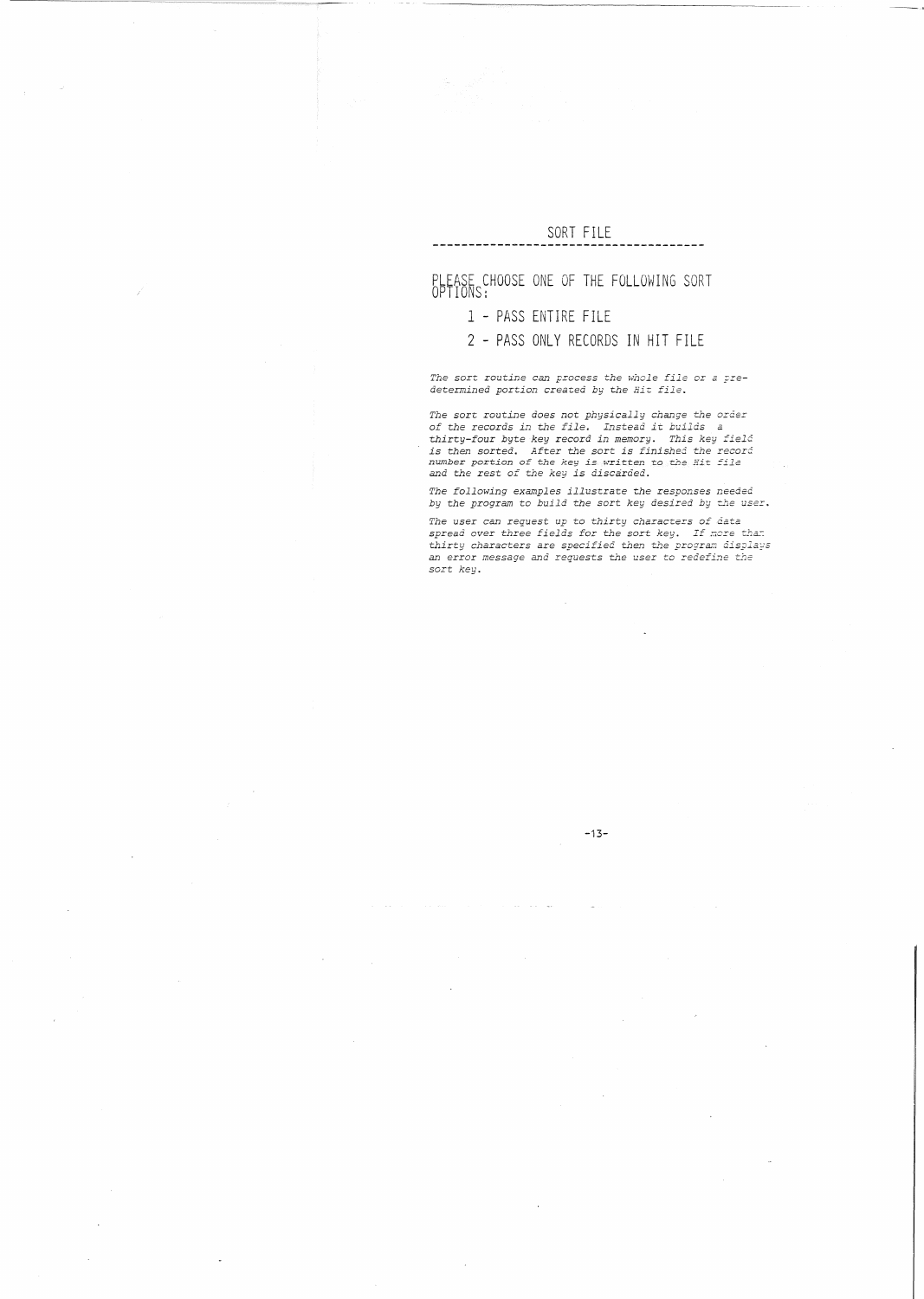## SORT FILE

---

PLEASE CHOOSE ONE OF THE FOLLOWING SORT OPTIONS:

1 - PASS ENTIRE FILE

2 - PASS ONLY RECORDS IN HIT FILE

*The sort routine can process the whole file or a predetermined portion created by the Hit file.*

*The sort routine does not physically change the order of the records in the file. Instead it builds a thirty-four byte key record in memory. This key field is then sorted. After the sort is finished the record number portion of the key is written to the Hit file and the rest of the key is discarded.*

*The following examples illustrate the responses needed by the program to build the sort key desired by the user.*

*The user can request up to thirty characters of data spread over three fields for the sort key. If more than thirty characters are specified then the program displays an error message and requests the user to redefine the sort key.*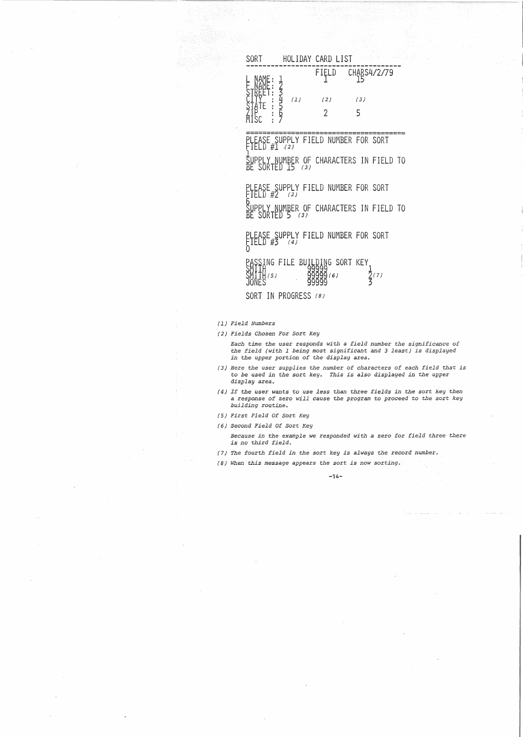```
SORT      HOLIDAY CARD LIST
----------------------------------------
                    FIELD    CHARS4/2/79
L NAME: 1             1        15
F NAME: 2
STREET: 3
CITY  : 4   (1)      (2)      (3)
STATE : 5
ZIP   : 6             2        5
MISC  : 7

========================================
PLEASE SUPPLY FIELD NUMBER FOR SORT
FIELD #1 (2)
1
SUPPLY NUMBER OF CHARACTERS IN FIELD TO
BE SORTED 15 (3)

PLEASE SUPPLY FIELD NUMBER FOR SORT
FIELD #2  (2)
6
SUPPLY NUMBER OF CHARACTERS IN FIELD TO
BE SORTED 5  (3)

PLEASE SUPPLY FIELD NUMBER FOR SORT
FIELD #3  (4)
0

PASSING FILE BUILDING SORT KEY
SMITH               99999            1
SMITH(5)            99999(6)         2(7)
JONES               99999            3

SORT IN PROGRESS (8)
```

*(1) Field Numbers*

*(2) Fields Chosen For Sort Key*

*Each time the user responds with a field number the significance of the field (with 1 being most significant and 3 least) is displayed in the upper portion of the display area.*

*(3) Here the user supplies the number of characters of each field that is to be used in the sort key. This is also displayed in the upper display area.*

*(4) If the user wants to use less than three fields in the sort key then a response of zero will cause the program to proceed to the sort key building routine.*

*(5) First Field Of Sort Key*

*(6) Second Field Of Sort Key*

*Because in the example we responded with a zero for field three there is no third field.*

*(7) The fourth field in the sort key is always the record number.*

*(8) When this message appears the sort is now sorting.*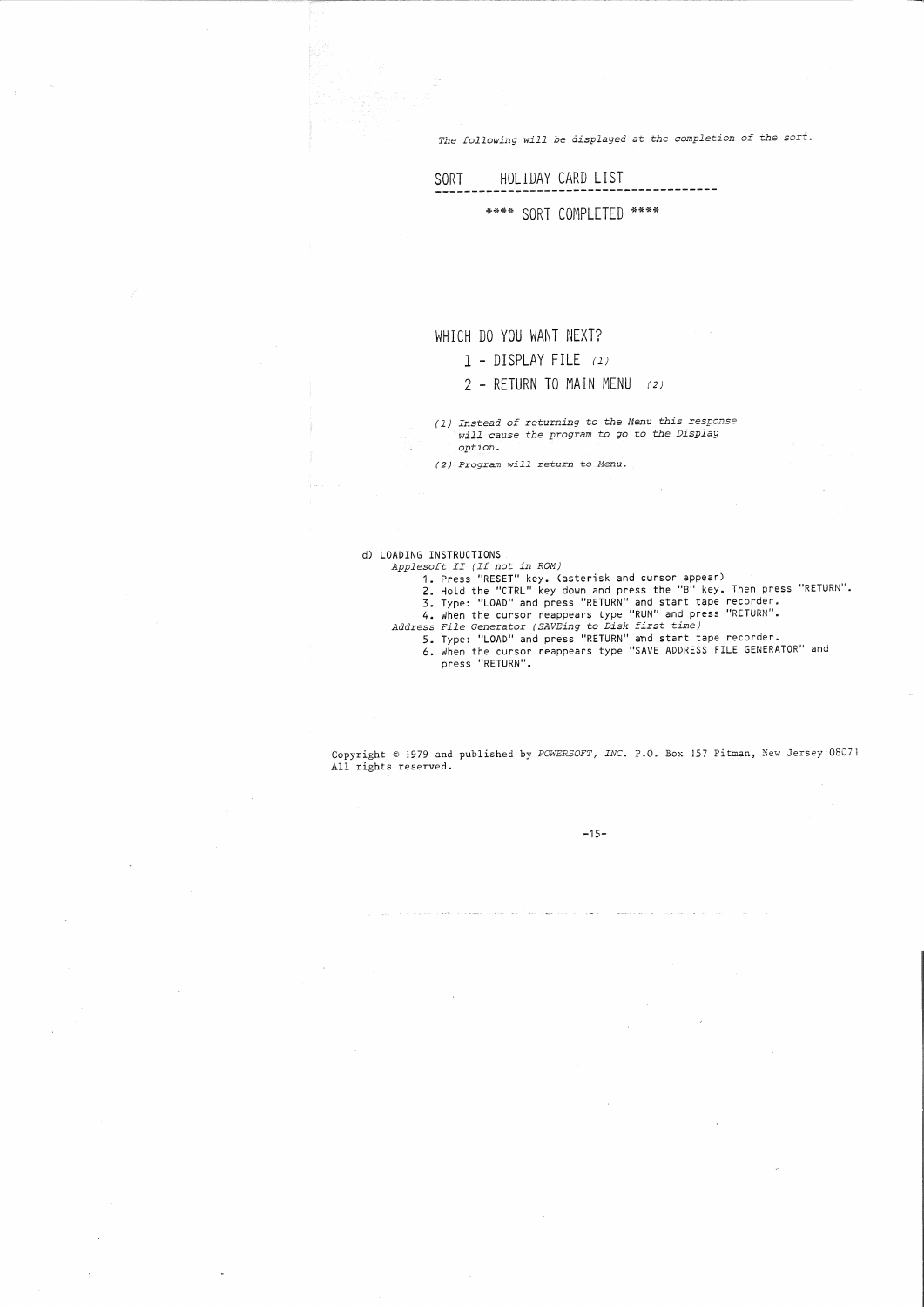*The following will be displayed at the completion of the sort.*

```
SORT     HOLIDAY CARD LIST
----------------------------------------

        **** SORT COMPLETED ****




WHICH DO YOU WANT NEXT?
    1 - DISPLAY FILE (1)
    2 - RETURN TO MAIN MENU (2)
```

*(1) Instead of returning to the Menu this response will cause the program to go to the Display option.*

*(2) Program will return to Menu.*

d) LOADING INSTRUCTIONS

*Applesoft II (If not in ROM)*

1. Press "RESET" key. (asterisk and cursor appear)
2. Hold the "CTRL" key down and press the "B" key. Then press "RETURN".
3. Type: "LOAD" and press "RETURN" and start tape recorder.
4. When the cursor reappears type "RUN" and press "RETURN".

*Address File Generator (SAVEing to Disk first time)*

5. Type: "LOAD" and press "RETURN" and start tape recorder.
6. When the cursor reappears type "SAVE ADDRESS FILE GENERATOR" and press "RETURN".

Copyright © 1979 and published by *POWERSOFT, INC.* P.O. Box 157 Pitman, New Jersey 08071
All rights reserved.